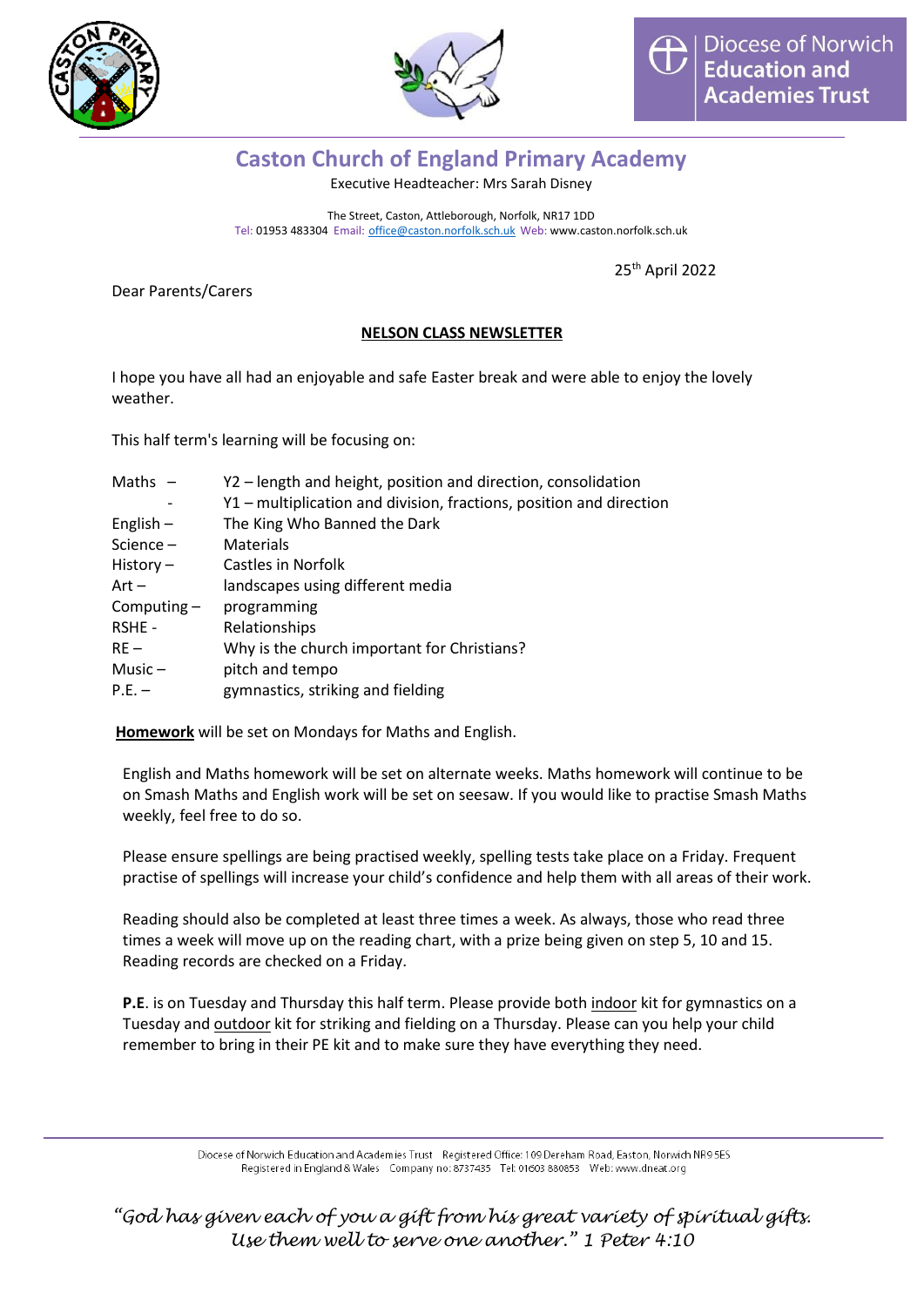Diocese of Norwich Education and Academies Trust

# Caston Church of England Primary Academy

Executive Headteacher: Mrs Sarah Disney

The Street, Caston, Attleborough, Norfolk, NR17 1DD
Tel: 01953 483304 Email: office@caston.norfolk.sch.uk Web: www.caston.norfolk.sch.uk

25th April 2022

Dear Parents/Carers

## NELSON CLASS NEWSLETTER

I hope you have all had an enjoyable and safe Easter break and were able to enjoy the lovely weather.

This half term's learning will be focusing on:

| | |
|---|---|
| Maths – | Y2 – length and height, position and direction, consolidation |
| - | Y1 – multiplication and division, fractions, position and direction |
| English – | The King Who Banned the Dark |
| Science – | Materials |
| History – | Castles in Norfolk |
| Art – | landscapes using different media |
| Computing – | programming |
| RSHE - | Relationships |
| RE – | Why is the church important for Christians? |
| Music – | pitch and tempo |
| P.E. – | gymnastics, striking and fielding |

**Homework** will be set on Mondays for Maths and English.

English and Maths homework will be set on alternate weeks. Maths homework will continue to be on Smash Maths and English work will be set on seesaw. If you would like to practise Smash Maths weekly, feel free to do so.

Please ensure spellings are being practised weekly, spelling tests take place on a Friday. Frequent practise of spellings will increase your child's confidence and help them with all areas of their work.

Reading should also be completed at least three times a week. As always, those who read three times a week will move up on the reading chart, with a prize being given on step 5, 10 and 15. Reading records are checked on a Friday.

**P.E**. is on Tuesday and Thursday this half term. Please provide both indoor kit for gymnastics on a Tuesday and outdoor kit for striking and fielding on a Thursday. Please can you help your child remember to bring in their PE kit and to make sure they have everything they need.

Diocese of Norwich Education and Academies Trust Registered Office: 109 Dereham Road, Easton, Norwich NR9 5ES
Registered in England & Wales Company no: 8737435 Tel: 01603 880853 Web: www.dneat.org

*"God has given each of you a gift from his great variety of spiritual gifts. Use them well to serve one another." 1 Peter 4:10*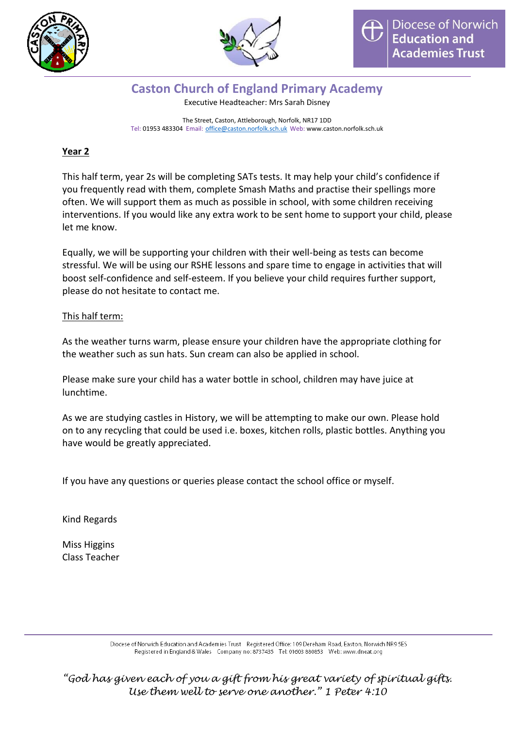Diocese of Norwich Education and Academies Trust

# Caston Church of England Primary Academy

Executive Headteacher: Mrs Sarah Disney

The Street, Caston, Attleborough, Norfolk, NR17 1DD
Tel: 01953 483304 Email: office@caston.norfolk.sch.uk Web: www.caston.norfolk.sch.uk

**Year 2**

This half term, year 2s will be completing SATs tests. It may help your child's confidence if you frequently read with them, complete Smash Maths and practise their spellings more often. We will support them as much as possible in school, with some children receiving interventions. If you would like any extra work to be sent home to support your child, please let me know.

Equally, we will be supporting your children with their well-being as tests can become stressful. We will be using our RSHE lessons and spare time to engage in activities that will boost self-confidence and self-esteem. If you believe your child requires further support, please do not hesitate to contact me.

This half term:

As the weather turns warm, please ensure your children have the appropriate clothing for the weather such as sun hats. Sun cream can also be applied in school.

Please make sure your child has a water bottle in school, children may have juice at lunchtime.

As we are studying castles in History, we will be attempting to make our own. Please hold on to any recycling that could be used i.e. boxes, kitchen rolls, plastic bottles. Anything you have would be greatly appreciated.

If you have any questions or queries please contact the school office or myself.

Kind Regards

Miss Higgins
Class Teacher

Diocese of Norwich Education and Academies Trust Registered Office: 109 Dereham Road, Easton, Norwich NR9 5ES
Registered in England & Wales Company no: 8737435 Tel: 01603 880853 Web: www.dneat.org

*"God has given each of you a gift from his great variety of spiritual gifts. Use them well to serve one another." 1 Peter 4:10*